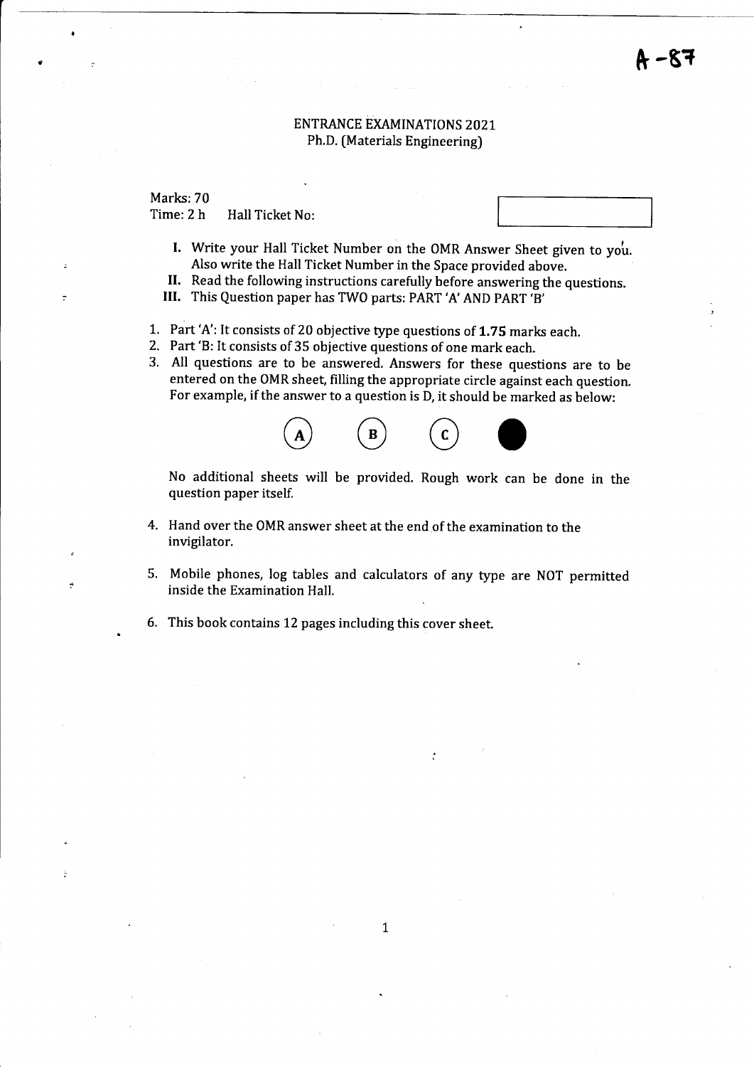A -87

# ENTRANCE EXAMINATIONS 2021
## Ph.D. (Materials Engineering)

Marks: 70
Time: 2 h Hall Ticket No:

I. Write your Hall Ticket Number on the OMR Answer Sheet given to you. Also write the Hall Ticket Number in the Space provided above.
II. Read the following instructions carefully before answering the questions.
III. This Question paper has TWO parts: PART 'A' AND PART 'B'

1. Part 'A': It consists of 20 objective type questions of **1.75** marks each.
2. Part 'B: It consists of 35 objective questions of one mark each.
3. All questions are to be answered. Answers for these questions are to be entered on the OMR sheet, filling the appropriate circle against each question. For example, if the answer to a question is D, it should be marked as below:

   (A) (B) (C) ●

   No additional sheets will be provided. Rough work can be done in the question paper itself.

4. Hand over the OMR answer sheet at the end of the examination to the invigilator.
5. Mobile phones, log tables and calculators of any type are NOT permitted inside the Examination Hall.
6. This book contains 12 pages including this cover sheet.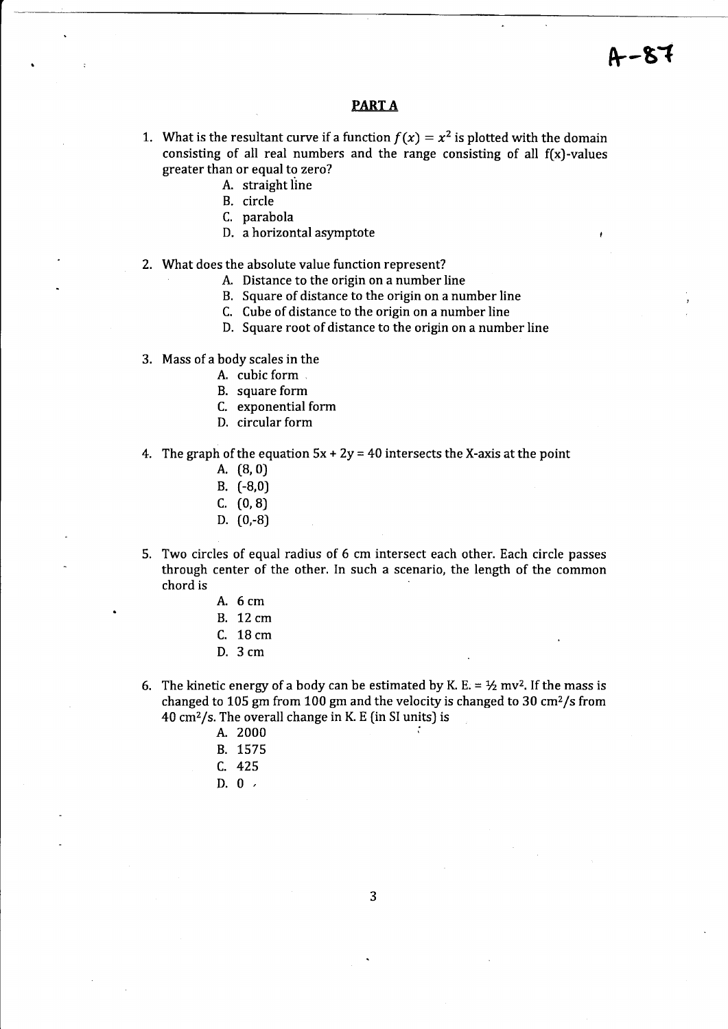A-87

## PART A

1. What is the resultant curve if a function $f(x) = x^2$ is plotted with the domain consisting of all real numbers and the range consisting of all f(x)-values greater than or equal to zero?
   - A. straight line
   - B. circle
   - C. parabola
   - D. a horizontal asymptote

2. What does the absolute value function represent?
   - A. Distance to the origin on a number line
   - B. Square of distance to the origin on a number line
   - C. Cube of distance to the origin on a number line
   - D. Square root of distance to the origin on a number line

3. Mass of a body scales in the
   - A. cubic form
   - B. square form
   - C. exponential form
   - D. circular form

4. The graph of the equation 5x + 2y = 40 intersects the X-axis at the point
   - A. (8, 0)
   - B. (-8,0)
   - C. (0, 8)
   - D. (0,-8)

5. Two circles of equal radius of 6 cm intersect each other. Each circle passes through center of the other. In such a scenario, the length of the common chord is
   - A. 6 cm
   - B. 12 cm
   - C. 18 cm
   - D. 3 cm

6. The kinetic energy of a body can be estimated by K. E. = ½ $mv^2$. If the mass is changed to 105 gm from 100 gm and the velocity is changed to 30 $cm^2/s$ from 40 $cm^2/s$. The overall change in K. E (in SI units) is
   - A. 2000
   - B. 1575
   - C. 425
   - D. 0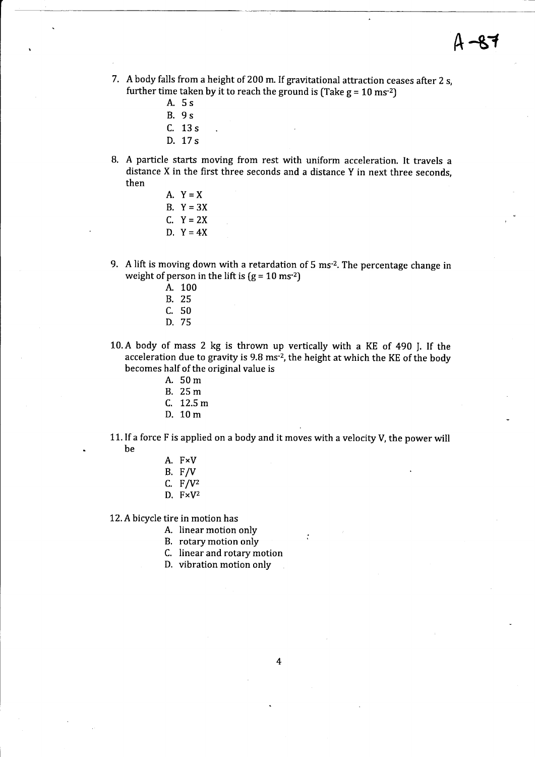7. A body falls from a height of 200 m. If gravitational attraction ceases after 2 s, further time taken by it to reach the ground is (Take $g = 10\ ms^{-2}$)
   - A. 5 s
   - B. 9 s
   - C. 13 s
   - D. 17 s

8. A particle starts moving from rest with uniform acceleration. It travels a distance X in the first three seconds and a distance Y in next three seconds, then
   - A. Y = X
   - B. Y = 3X
   - C. Y = 2X
   - D. Y = 4X

9. A lift is moving down with a retardation of $5\ ms^{-2}$. The percentage change in weight of person in the lift is ($g = 10\ ms^{-2}$)
   - A. 100
   - B. 25
   - C. 50
   - D. 75

10. A body of mass 2 kg is thrown up vertically with a KE of 490 J. If the acceleration due to gravity is $9.8\ ms^{-2}$, the height at which the KE of the body becomes half of the original value is
    - A. 50 m
    - B. 25 m
    - C. 12.5 m
    - D. 10 m

11. If a force F is applied on a body and it moves with a velocity V, the power will be
    - A. $F \times V$
    - B. $F/V$
    - C. $F/V^2$
    - D. $F \times V^2$

12. A bicycle tire in motion has
    - A. linear motion only
    - B. rotary motion only
    - C. linear and rotary motion
    - D. vibration motion only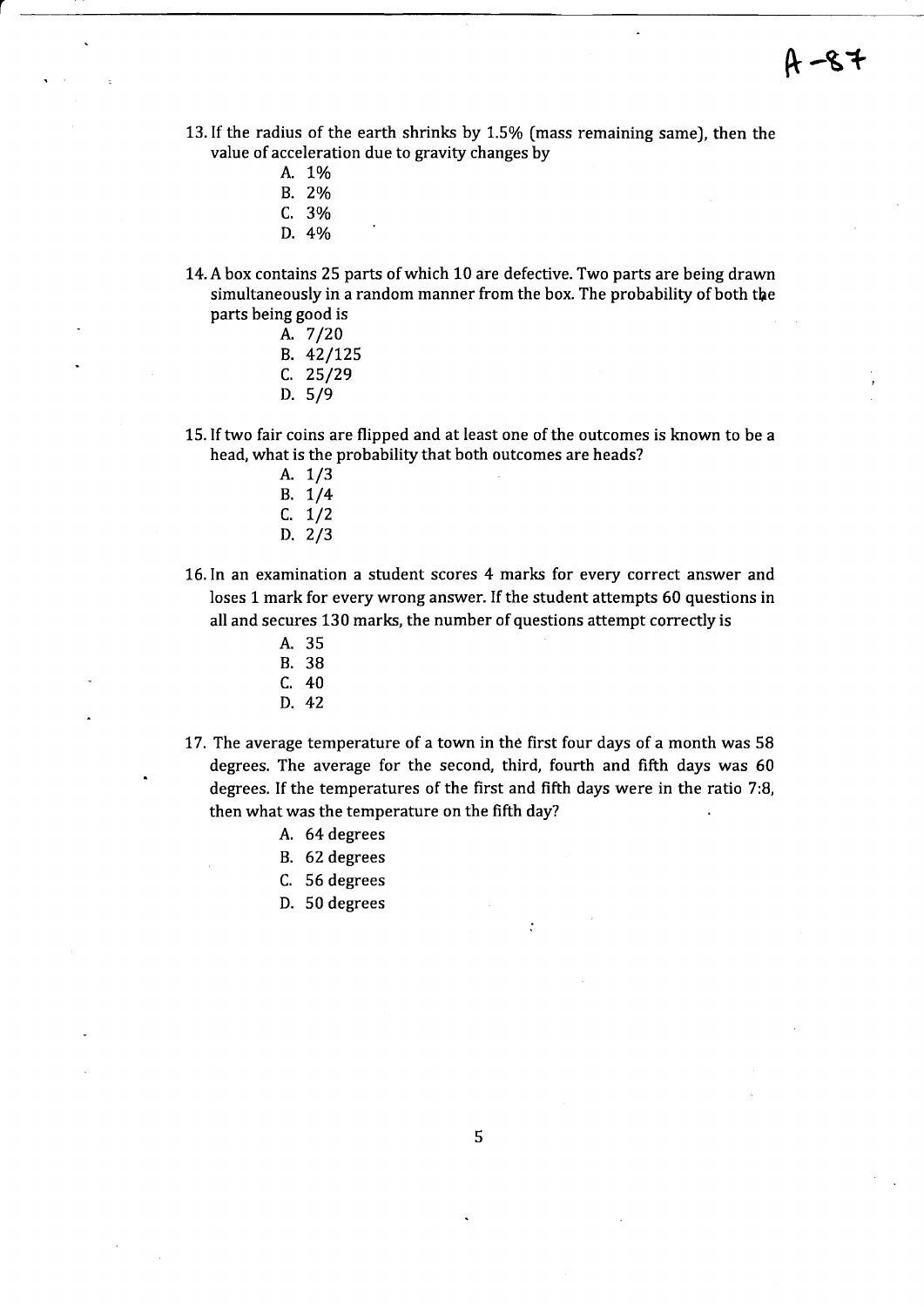A -87

13. If the radius of the earth shrinks by 1.5% (mass remaining same), then the value of acceleration due to gravity changes by
    - A. 1%
    - B. 2%
    - C. 3%
    - D. 4%

14. A box contains 25 parts of which 10 are defective. Two parts are being drawn simultaneously in a random manner from the box. The probability of both the parts being good is
    - A. 7/20
    - B. 42/125
    - C. 25/29
    - D. 5/9

15. If two fair coins are flipped and at least one of the outcomes is known to be a head, what is the probability that both outcomes are heads?
    - A. 1/3
    - B. 1/4
    - C. 1/2
    - D. 2/3

16. In an examination a student scores 4 marks for every correct answer and loses 1 mark for every wrong answer. If the student attempts 60 questions in all and secures 130 marks, the number of questions attempt correctly is
    - A. 35
    - B. 38
    - C. 40
    - D. 42

17. The average temperature of a town in the first four days of a month was 58 degrees. The average for the second, third, fourth and fifth days was 60 degrees. If the temperatures of the first and fifth days were in the ratio 7:8, then what was the temperature on the fifth day?
    - A. 64 degrees
    - B. 62 degrees
    - C. 56 degrees
    - D. 50 degrees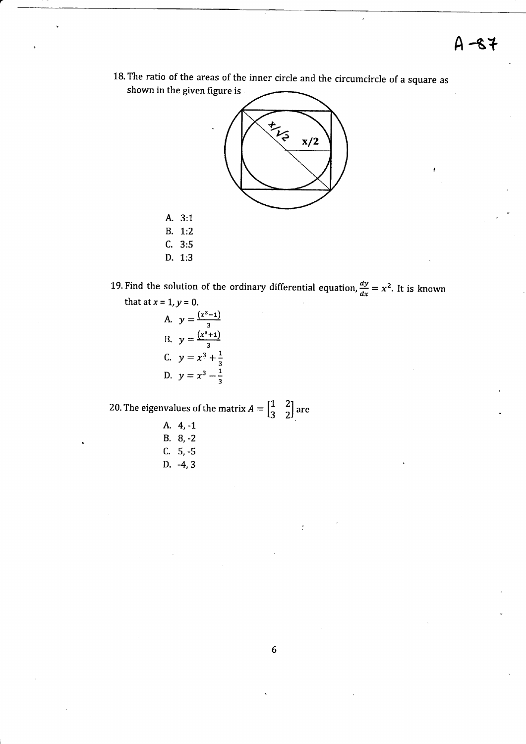18. The ratio of the areas of the inner circle and the circumcircle of a square as shown in the given figure is

A. 3:1
B. 1:2
C. 3:5
D. 1:3

19. Find the solution of the ordinary differential equation, $\frac{dy}{dx} = x^2$. It is known that at $x = 1, y = 0$.

A. $y = \frac{(x^3-1)}{3}$
B. $y = \frac{(x^3+1)}{3}$
C. $y = x^3 + \frac{1}{3}$
D. $y = x^3 - \frac{1}{3}$

20. The eigenvalues of the matrix $A = \begin{bmatrix} 1 & 2 \\ 3 & 2 \end{bmatrix}$ are

A. 4, -1
B. 8, -2
C. 5, -5
D. -4, 3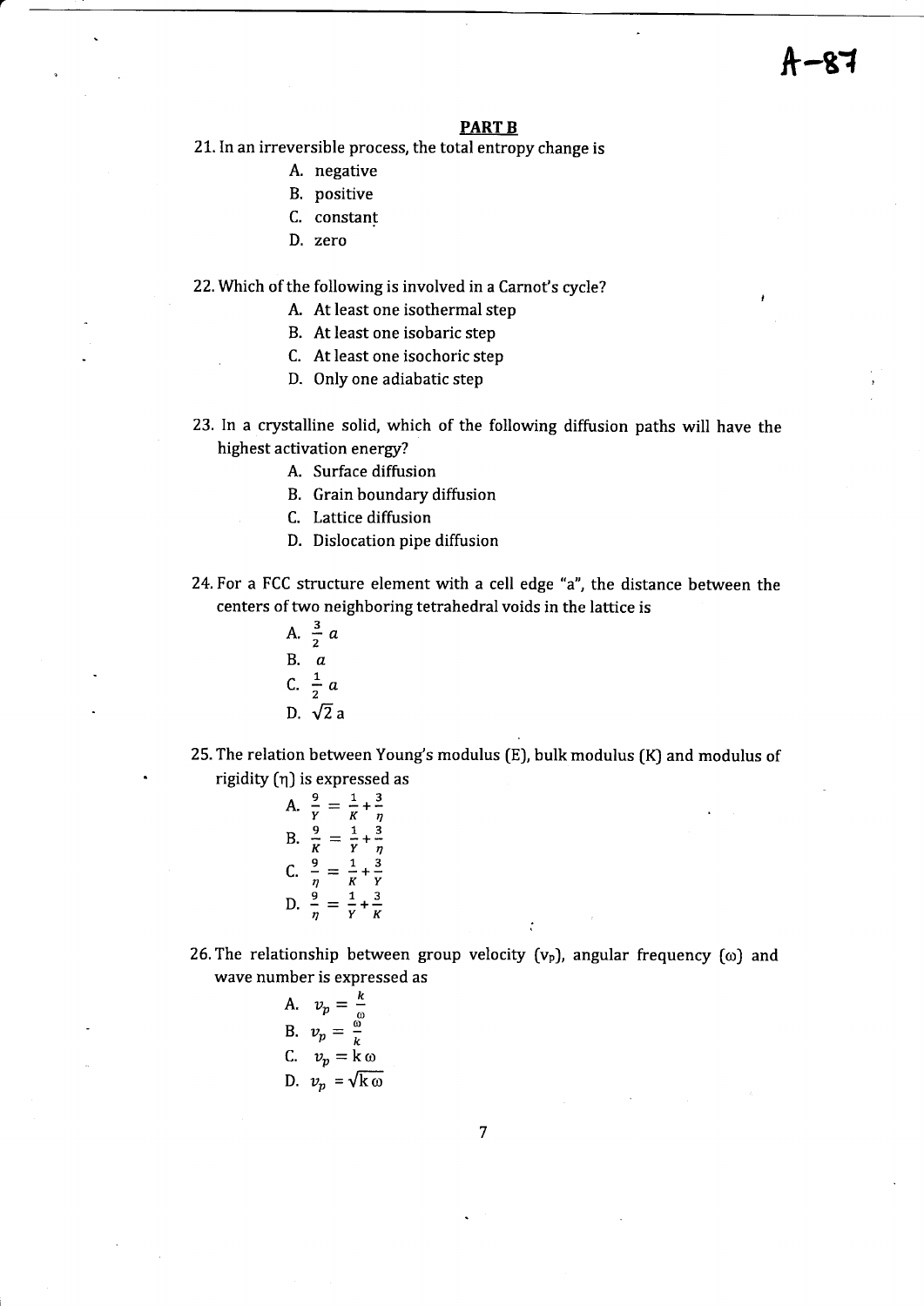## PART B

21. In an irreversible process, the total entropy change is
    - A. negative
    - B. positive
    - C. constant
    - D. zero

22. Which of the following is involved in a Carnot's cycle?
    - A. At least one isothermal step
    - B. At least one isobaric step
    - C. At least one isochoric step
    - D. Only one adiabatic step

23. In a crystalline solid, which of the following diffusion paths will have the highest activation energy?
    - A. Surface diffusion
    - B. Grain boundary diffusion
    - C. Lattice diffusion
    - D. Dislocation pipe diffusion

24. For a FCC structure element with a cell edge "a", the distance between the centers of two neighboring tetrahedral voids in the lattice is
    - A. $\frac{3}{2}a$
    - B. $a$
    - C. $\frac{1}{2}a$
    - D. $\sqrt{2}\,a$

25. The relation between Young's modulus (E), bulk modulus (K) and modulus of rigidity ($\eta$) is expressed as
    - A. $\frac{9}{Y} = \frac{1}{K} + \frac{3}{\eta}$
    - B. $\frac{9}{K} = \frac{1}{Y} + \frac{3}{\eta}$
    - C. $\frac{9}{\eta} = \frac{1}{K} + \frac{3}{Y}$
    - D. $\frac{9}{\eta} = \frac{1}{Y} + \frac{3}{K}$

26. The relationship between group velocity ($v_p$), angular frequency ($\omega$) and wave number is expressed as
    - A. $v_p = \frac{k}{\omega}$
    - B. $v_p = \frac{\omega}{k}$
    - C. $v_p = k\,\omega$
    - D. $v_p = \sqrt{k\,\omega}$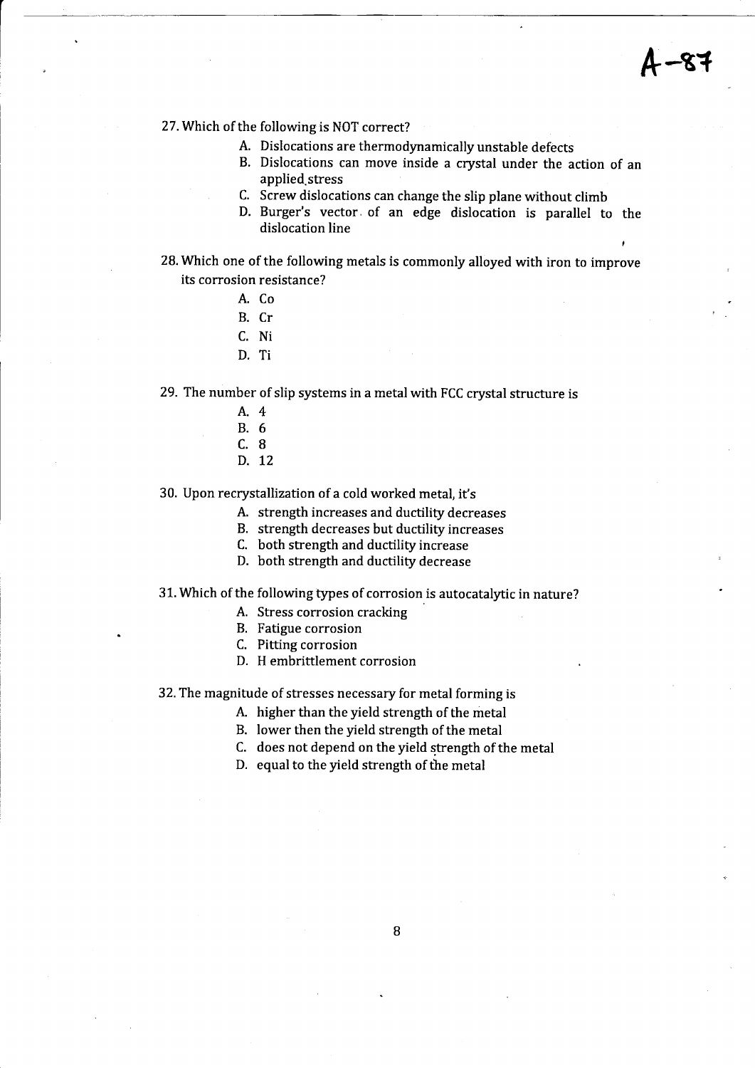A-87

27. Which of the following is NOT correct?
    - A. Dislocations are thermodynamically unstable defects
    - B. Dislocations can move inside a crystal under the action of an applied stress
    - C. Screw dislocations can change the slip plane without climb
    - D. Burger's vector of an edge dislocation is parallel to the dislocation line

28. Which one of the following metals is commonly alloyed with iron to improve its corrosion resistance?
    - A. Co
    - B. Cr
    - C. Ni
    - D. Ti

29. The number of slip systems in a metal with FCC crystal structure is
    - A. 4
    - B. 6
    - C. 8
    - D. 12

30. Upon recrystallization of a cold worked metal, it's
    - A. strength increases and ductility decreases
    - B. strength decreases but ductility increases
    - C. both strength and ductility increase
    - D. both strength and ductility decrease

31. Which of the following types of corrosion is autocatalytic in nature?
    - A. Stress corrosion cracking
    - B. Fatigue corrosion
    - C. Pitting corrosion
    - D. H embrittlement corrosion

32. The magnitude of stresses necessary for metal forming is
    - A. higher than the yield strength of the metal
    - B. lower then the yield strength of the metal
    - C. does not depend on the yield strength of the metal
    - D. equal to the yield strength of the metal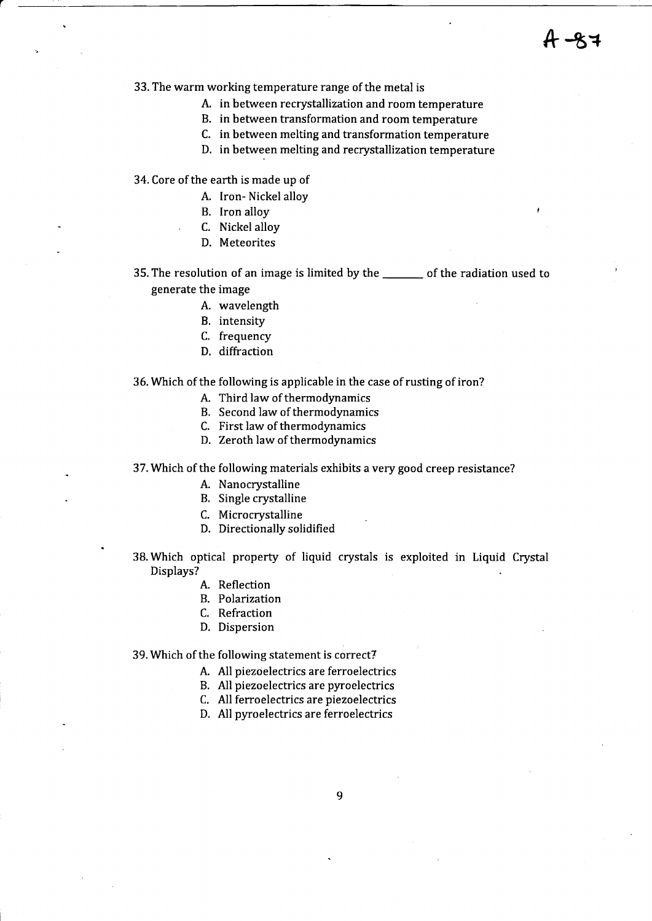33. The warm working temperature range of the metal is
    - A. in between recrystallization and room temperature
    - B. in between transformation and room temperature
    - C. in between melting and transformation temperature
    - D. in between melting and recrystallization temperature

34. Core of the earth is made up of
    - A. Iron- Nickel alloy
    - B. Iron alloy
    - C. Nickel alloy
    - D. Meteorites

35. The resolution of an image is limited by the _______ of the radiation used to generate the image
    - A. wavelength
    - B. intensity
    - C. frequency
    - D. diffraction

36. Which of the following is applicable in the case of rusting of iron?
    - A. Third law of thermodynamics
    - B. Second law of thermodynamics
    - C. First law of thermodynamics
    - D. Zeroth law of thermodynamics

37. Which of the following materials exhibits a very good creep resistance?
    - A. Nanocrystalline
    - B. Single crystalline
    - C. Microcrystalline
    - D. Directionally solidified

38. Which optical property of liquid crystals is exploited in Liquid Crystal Displays?
    - A. Reflection
    - B. Polarization
    - C. Refraction
    - D. Dispersion

39. Which of the following statement is correct?
    - A. All piezoelectrics are ferroelectrics
    - B. All piezoelectrics are pyroelectrics
    - C. All ferroelectrics are piezoelectrics
    - D. All pyroelectrics are ferroelectrics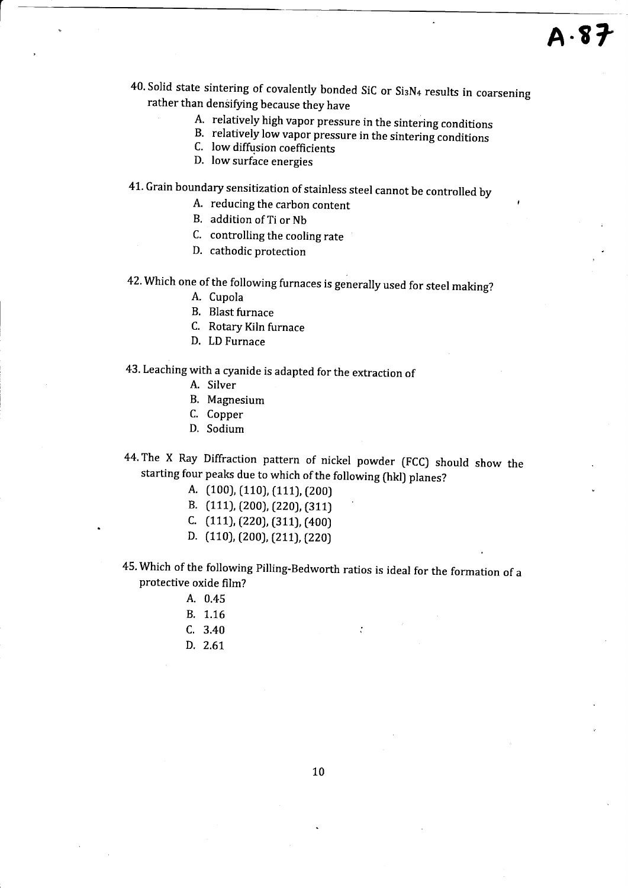A·87

40. Solid state sintering of covalently bonded SiC or $Si_3N_4$ results in coarsening rather than densifying because they have
    - A. relatively high vapor pressure in the sintering conditions
    - B. relatively low vapor pressure in the sintering conditions
    - C. low diffusion coefficients
    - D. low surface energies

41. Grain boundary sensitization of stainless steel cannot be controlled by
    - A. reducing the carbon content
    - B. addition of Ti or Nb
    - C. controlling the cooling rate
    - D. cathodic protection

42. Which one of the following furnaces is generally used for steel making?
    - A. Cupola
    - B. Blast furnace
    - C. Rotary Kiln furnace
    - D. LD Furnace

43. Leaching with a cyanide is adapted for the extraction of
    - A. Silver
    - B. Magnesium
    - C. Copper
    - D. Sodium

44. The X Ray Diffraction pattern of nickel powder (FCC) should show the starting four peaks due to which of the following (hkl) planes?
    - A. (100), (110), (111), (200)
    - B. (111), (200), (220), (311)
    - C. (111), (220), (311), (400)
    - D. (110), (200), (211), (220)

45. Which of the following Pilling-Bedworth ratios is ideal for the formation of a protective oxide film?
    - A. 0.45
    - B. 1.16
    - C. 3.40
    - D. 2.61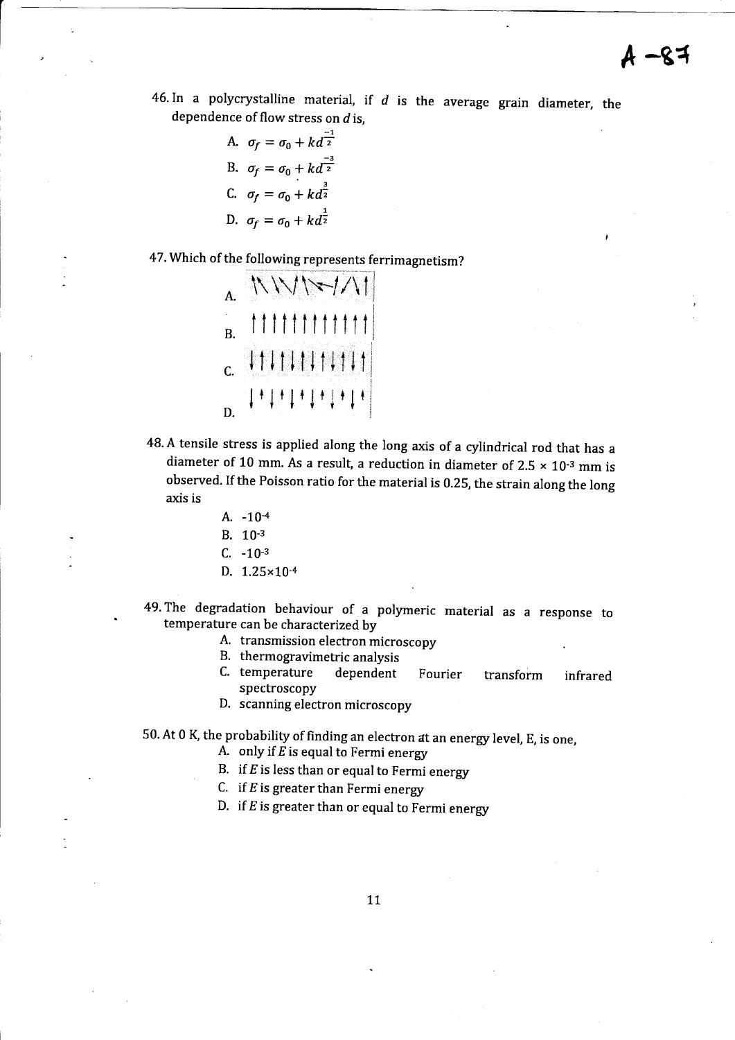46. In a polycrystalline material, if $d$ is the average grain diameter, the dependence of flow stress on $d$ is,

   A. $\sigma_f = \sigma_0 + kd^{\frac{-1}{2}}$

   B. $\sigma_f = \sigma_0 + kd^{\frac{-3}{2}}$

   C. $\sigma_f = \sigma_0 + kd^{\frac{3}{2}}$

   D. $\sigma_f = \sigma_0 + kd^{\frac{1}{2}}$

47. Which of the following represents ferrimagnetism?

   A.

   B.

   C.

   D.

48. A tensile stress is applied along the long axis of a cylindrical rod that has a diameter of 10 mm. As a result, a reduction in diameter of $2.5 \times 10^{-3}$ mm is observed. If the Poisson ratio for the material is 0.25, the strain along the long axis is

   A. $-10^{-4}$

   B. $10^{-3}$

   C. $-10^{-3}$

   D. $1.25 \times 10^{-4}$

49. The degradation behaviour of a polymeric material as a response to temperature can be characterized by

   A. transmission electron microscopy

   B. thermogravimetric analysis

   C. temperature dependent Fourier transform infrared spectroscopy

   D. scanning electron microscopy

50. At 0 K, the probability of finding an electron at an energy level, E, is one,

   A. only if $E$ is equal to Fermi energy

   B. if $E$ is less than or equal to Fermi energy

   C. if $E$ is greater than Fermi energy

   D. if $E$ is greater than or equal to Fermi energy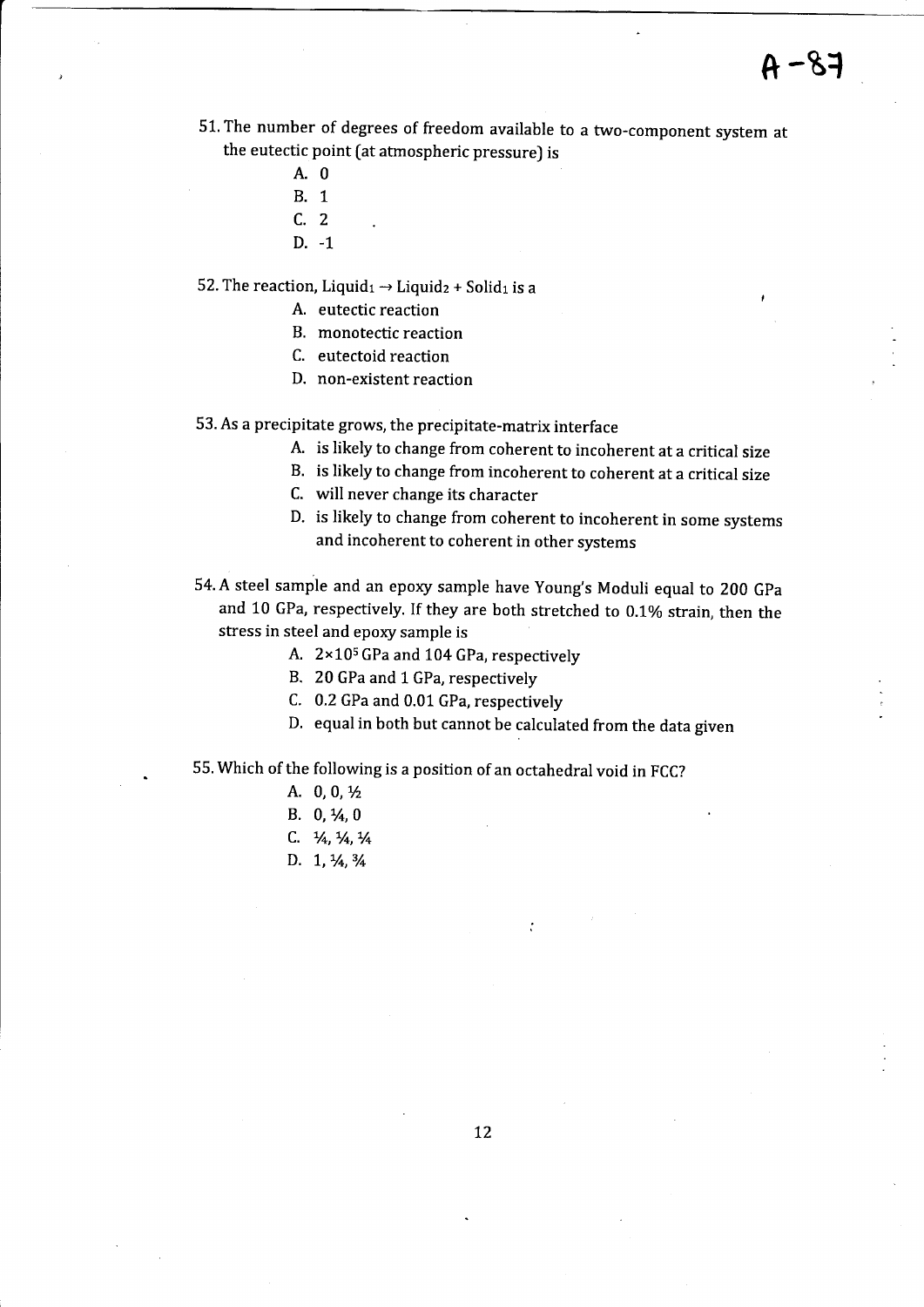51. The number of degrees of freedom available to a two-component system at the eutectic point (at atmospheric pressure) is

   A. 0
   B. 1
   C. 2
   D. -1

52. The reaction, $Liquid_1 \rightarrow Liquid_2 + Solid_1$ is a

   A. eutectic reaction
   B. monotectic reaction
   C. eutectoid reaction
   D. non-existent reaction

53. As a precipitate grows, the precipitate-matrix interface

   A. is likely to change from coherent to incoherent at a critical size
   B. is likely to change from incoherent to coherent at a critical size
   C. will never change its character
   D. is likely to change from coherent to incoherent in some systems and incoherent to coherent in other systems

54. A steel sample and an epoxy sample have Young's Moduli equal to 200 GPa and 10 GPa, respectively. If they are both stretched to 0.1% strain, then the stress in steel and epoxy sample is

   A. $2\times10^5$ GPa and 104 GPa, respectively
   B. 20 GPa and 1 GPa, respectively
   C. 0.2 GPa and 0.01 GPa, respectively
   D. equal in both but cannot be calculated from the data given

55. Which of the following is a position of an octahedral void in FCC?

   A. 0, 0, ½
   B. 0, ¼, 0
   C. ¼, ¼, ¼
   D. 1, ¼, ¾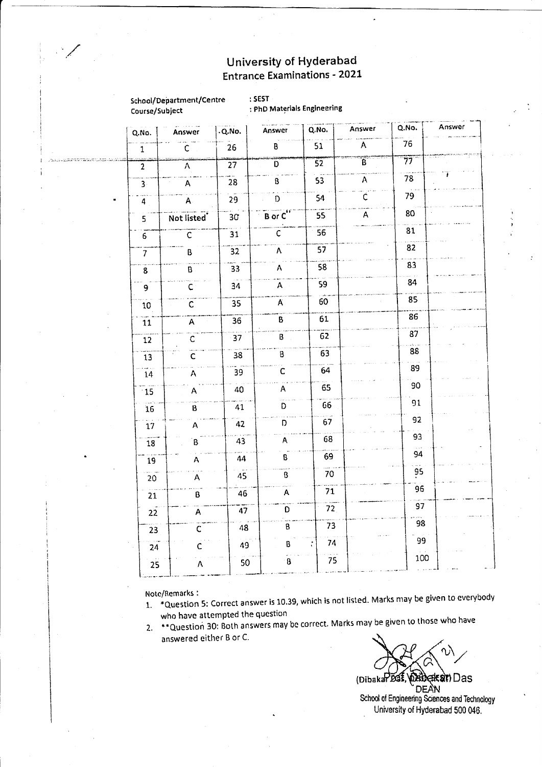# University of Hyderabad

## Entrance Examinations - 2021

School/Department/Centre : SEST
Course/Subject : PhD Materials Engineering

| Q.No. | Answer | Q.No. | Answer | Q.No. | Answer | Q.No. | Answer |
|---|---|---|---|---|---|---|---|
| 1 | C | 26 | B | 51 | A | 76 | |
| 2 | A | 27 | D | 52 | B | 77 | |
| 3 | A | 28 | B | 53 | A | 78 | |
| 4 | A | 29 | D | 54 | C | 79 | |
| 5 | Not listed* | 30 | B or C** | 55 | A | 80 | |
| 6 | C | 31 | C | 56 | | 81 | |
| 7 | B | 32 | A | 57 | | 82 | |
| 8 | B | 33 | A | 58 | | 83 | |
| 9 | C | 34 | A | 59 | | 84 | |
| 10 | C | 35 | A | 60 | | 85 | |
| 11 | A | 36 | B | 61 | | 86 | |
| 12 | C | 37 | B | 62 | | 87 | |
| 13 | C | 38 | B | 63 | | 88 | |
| 14 | A | 39 | C | 64 | | 89 | |
| 15 | A | 40 | A | 65 | | 90 | |
| 16 | B | 41 | D | 66 | | 91 | |
| 17 | A | 42 | D | 67 | | 92 | |
| 18 | B | 43 | A | 68 | | 93 | |
| 19 | A | 44 | B | 69 | | 94 | |
| 20 | A | 45 | B | 70 | | 95 | |
| 21 | B | 46 | A | 71 | | 96 | |
| 22 | A | 47 | D | 72 | | 97 | |
| 23 | C | 48 | B | 73 | | 98 | |
| 24 | C | 49 | B | 74 | | 99 | |
| 25 | A | 50 | B | 75 | | 100 | |

Note/Remarks :

1. *Question 5: Correct answer is 10.39, which is not listed. Marks may be given to everybody who have attempted the question
2. **Question 30: Both answers may be correct. Marks may be given to those who have answered either B or C.

(Dibakar Das)
DEAN
School of Engineering Sciences and Technology
University of Hyderabad 500 046.